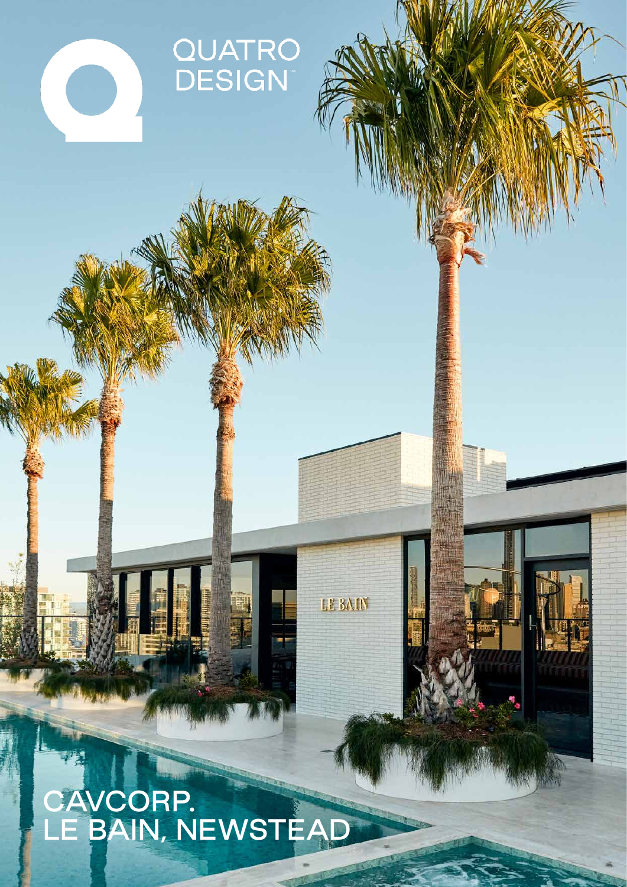QUATRO DESIGN™

# CAVCORP.
# LE BAIN, NEWSTEAD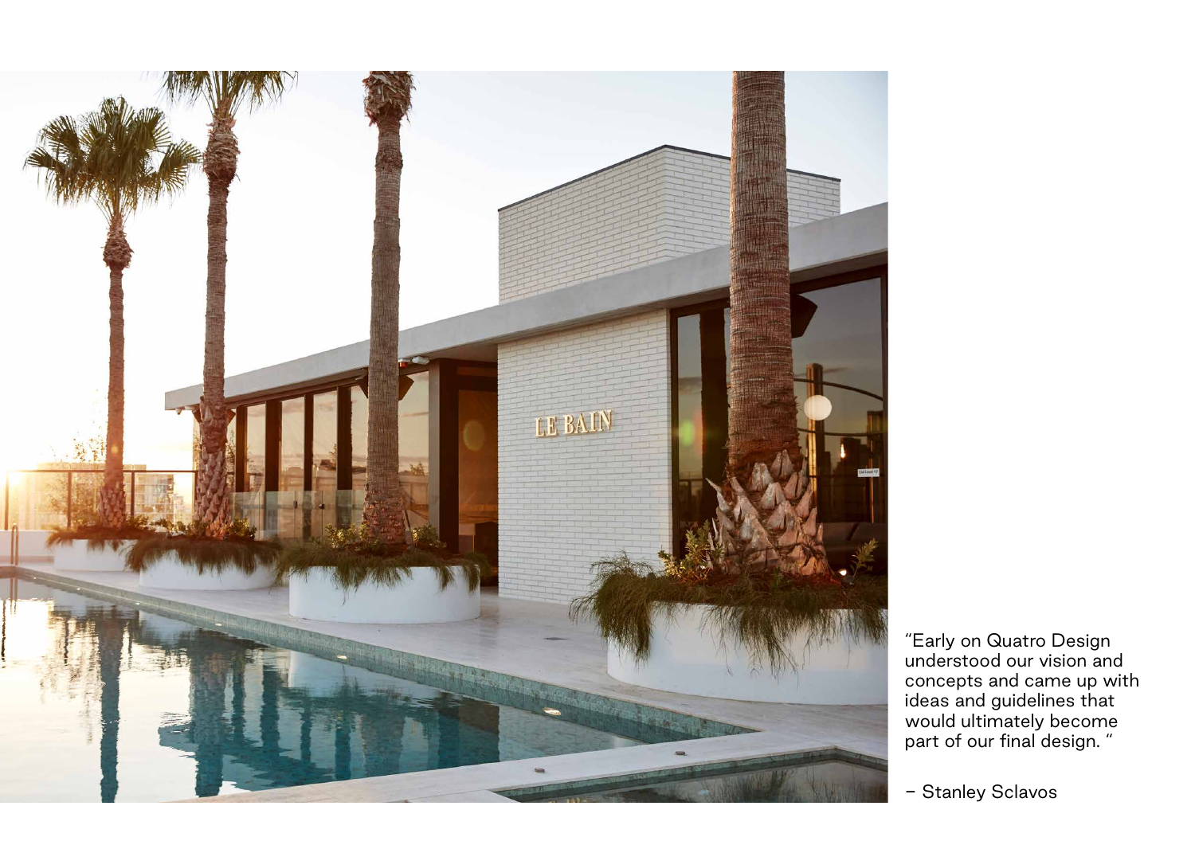"Early on Quatro Design understood our vision and concepts and came up with ideas and guidelines that would ultimately become part of our final design. "

– Stanley Sclavos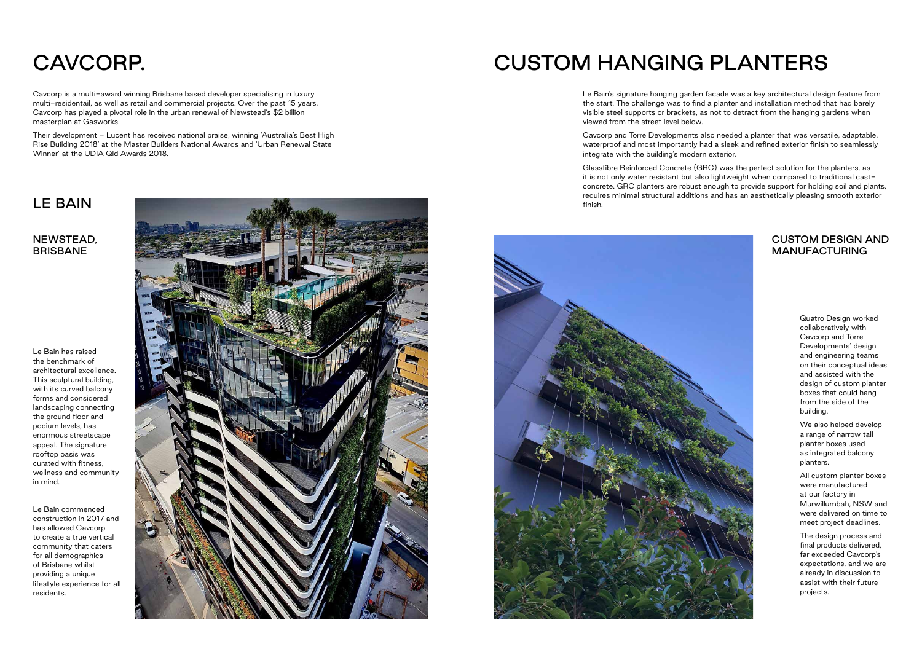# CAVCORP.

Cavcorp is a multi-award winning Brisbane based developer specialising in luxury multi-residentail, as well as retail and commercial projects. Over the past 15 years, Cavcorp has played a pivotal role in the urban renewal of Newstead's $2 billion masterplan at Gasworks.

Their development – Lucent has received national praise, winning 'Australia's Best High Rise Building 2018' at the Master Builders National Awards and 'Urban Renewal State Winner' at the UDIA Qld Awards 2018.

## LE BAIN

### NEWSTEAD, BRISBANE

Le Bain has raised the benchmark of architectural excellence. This sculptural building, with its curved balcony forms and considered landscaping connecting the ground floor and podium levels, has enormous streetscape appeal. The signature rooftop oasis was curated with fitness, wellness and community in mind.

Le Bain commenced construction in 2017 and has allowed Cavcorp to create a true vertical community that caters for all demographics of Brisbane whilst providing a unique lifestyle experience for all residents.

# CUSTOM HANGING PLANTERS

Le Bain's signature hanging garden facade was a key architectural design feature from the start. The challenge was to find a planter and installation method that had barely visible steel supports or brackets, as not to detract from the hanging gardens when viewed from the street level below.

Cavcorp and Torre Developments also needed a planter that was versatile, adaptable, waterproof and most importantly had a sleek and refined exterior finish to seamlessly integrate with the building's modern exterior.

Glassfibre Reinforced Concrete (GRC) was the perfect solution for the planters, as it is not only water resistant but also lightweight when compared to traditional cast-concrete. GRC planters are robust enough to provide support for holding soil and plants, requires minimal structural additions and has an aesthetically pleasing smooth exterior finish.

## CUSTOM DESIGN AND MANUFACTURING

Quatro Design worked collaboratively with Cavcorp and Torre Developments' design and engineering teams on their conceptual ideas and assisted with the design of custom planter boxes that could hang from the side of the building.

We also helped develop a range of narrow tall planter boxes used as integrated balcony planters.

All custom planter boxes were manufactured at our factory in Murwillumbah, NSW and were delivered on time to meet project deadlines.

The design process and final products delivered, far exceeded Cavcorp's expectations, and we are already in discussion to assist with their future projects.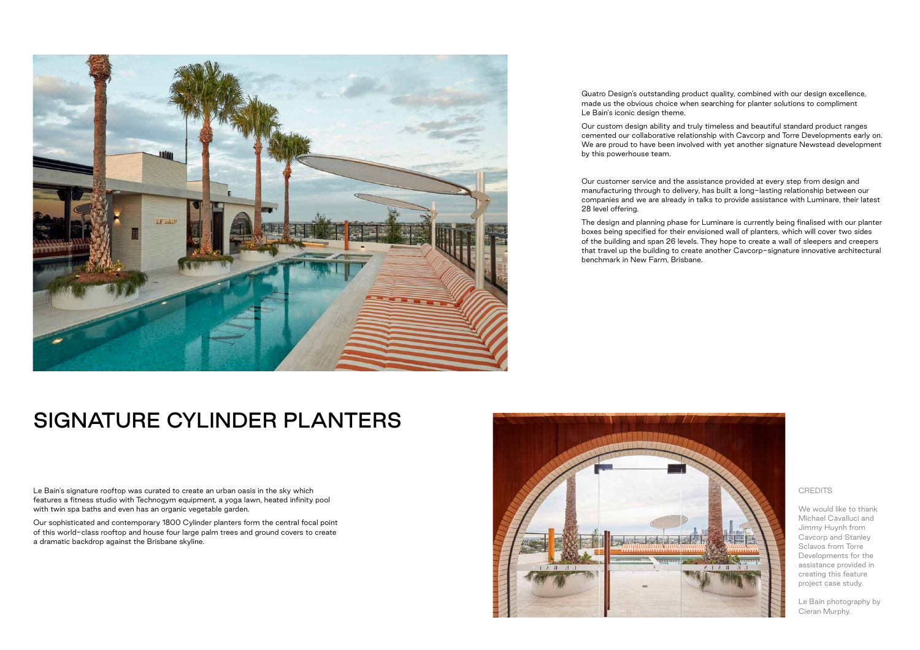Quatro Design's outstanding product quality, combined with our design excellence, made us the obvious choice when searching for planter solutions to compliment Le Bain's iconic design theme.

Our custom design ability and truly timeless and beautiful standard product ranges cemented our collaborative relationship with Cavcorp and Torre Developments early on. We are proud to have been involved with yet another signature Newstead development by this powerhouse team.

Our customer service and the assistance provided at every step from design and manufacturing through to delivery, has built a long-lasting relationship between our companies and we are already in talks to provide assistance with Luminare, their latest 28 level offering.

The design and planning phase for Luminare is currently being finalised with our planter boxes being specified for their envisioned wall of planters, which will cover two sides of the building and span 26 levels. They hope to create a wall of sleepers and creepers that travel up the building to create another Cavcorp-signature innovative architectural benchmark in New Farm, Brisbane.

# SIGNATURE CYLINDER PLANTERS

Le Bain's signature rooftop was curated to create an urban oasis in the sky which features a fitness studio with Technogym equipment, a yoga lawn, heated infinity pool with twin spa baths and even has an organic vegetable garden.

Our sophisticated and contemporary 1800 Cylinder planters form the central focal point of this world-class rooftop and house four large palm trees and ground covers to create a dramatic backdrop against the Brisbane skyline.

## CREDITS

We would like to thank Michael Cavalluci and Jimmy Huynh from Cavcorp and Stanley Sclavos from Torre Developments for the assistance provided in creating this feature project case study.

Le Bain photography by Cieran Murphy.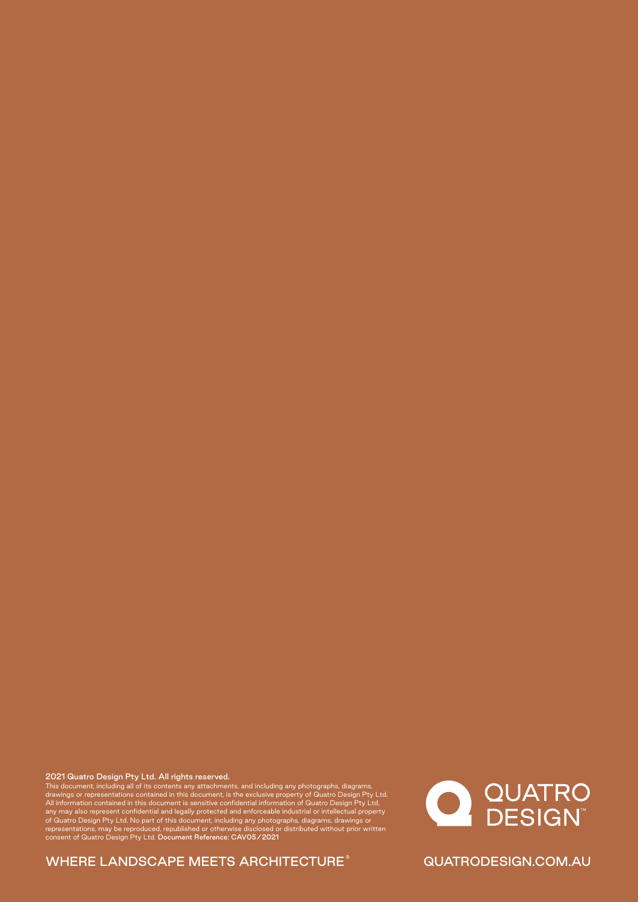**2021 Quatro Design Pty Ltd. All rights reserved.**
This document, including all of its contents any attachments, and including any photographs, diagrams, drawings or representations contained in this document, is the exclusive property of Quatro Design Pty Ltd. All information contained in this document is sensitive confidential information of Quatro Design Pty Ltd, any may also represent confidential and legally protected and enforceable industrial or intellectual property of Quatro Design Pty Ltd. No part of this document, including any photographs, diagrams, drawings or representations, may be reproduced, republished or otherwise disclosed or distributed without prior written consent of Quatro Design Pty Ltd. **Document Reference: CAV05/2021**

QUATRO DESIGN™

WHERE LANDSCAPE MEETS ARCHITECTURE®

QUATRODESIGN.COM.AU